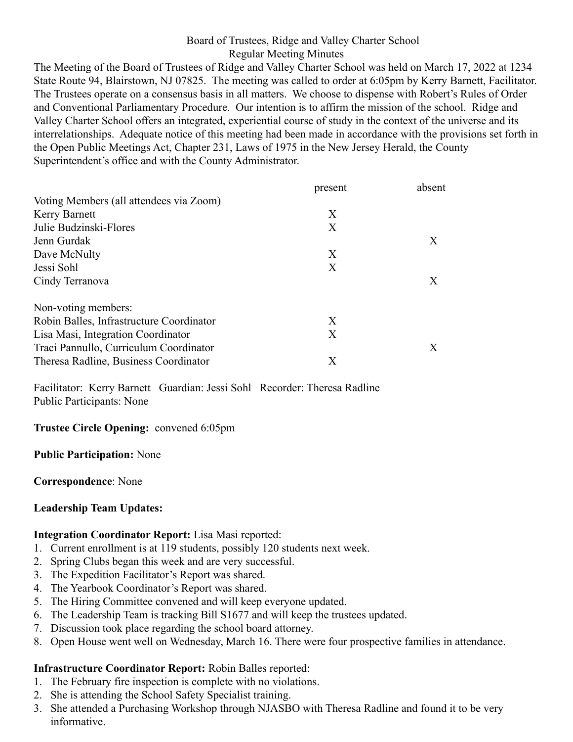Board of Trustees, Ridge and Valley Charter School

Regular Meeting Minutes

The Meeting of the Board of Trustees of Ridge and Valley Charter School was held on March 17, 2022 at 1234 State Route 94, Blairstown, NJ 07825. The meeting was called to order at 6:05pm by Kerry Barnett, Facilitator. The Trustees operate on a consensus basis in all matters. We choose to dispense with Robert's Rules of Order and Conventional Parliamentary Procedure. Our intention is to affirm the mission of the school. Ridge and Valley Charter School offers an integrated, experiential course of study in the context of the universe and its interrelationships. Adequate notice of this meeting had been made in accordance with the provisions set forth in the Open Public Meetings Act, Chapter 231, Laws of 1975 in the New Jersey Herald, the County Superintendent's office and with the County Administrator.

| | present | absent |
|---|---|---|
| Voting Members (all attendees via Zoom) | | |
| Kerry Barnett | X | |
| Julie Budzinski-Flores | X | |
| Jenn Gurdak | | X |
| Dave McNulty | X | |
| Jessi Sohl | X | |
| Cindy Terranova | | X |
| Non-voting members: | | |
| Robin Balles, Infrastructure Coordinator | X | |
| Lisa Masi, Integration Coordinator | X | |
| Traci Pannullo, Curriculum Coordinator | | X |
| Theresa Radline, Business Coordinator | X | |

Facilitator: Kerry Barnett Guardian: Jessi Sohl Recorder: Theresa Radline
Public Participants: None

**Trustee Circle Opening:** convened 6:05pm

**Public Participation:** None

**Correspondence**: None

**Leadership Team Updates:**

**Integration Coordinator Report:** Lisa Masi reported:

1. Current enrollment is at 119 students, possibly 120 students next week.
2. Spring Clubs began this week and are very successful.
3. The Expedition Facilitator's Report was shared.
4. The Yearbook Coordinator's Report was shared.
5. The Hiring Committee convened and will keep everyone updated.
6. The Leadership Team is tracking Bill S1677 and will keep the trustees updated.
7. Discussion took place regarding the school board attorney.
8. Open House went well on Wednesday, March 16. There were four prospective families in attendance.

**Infrastructure Coordinator Report:** Robin Balles reported:

1. The February fire inspection is complete with no violations.
2. She is attending the School Safety Specialist training.
3. She attended a Purchasing Workshop through NJASBO with Theresa Radline and found it to be very informative.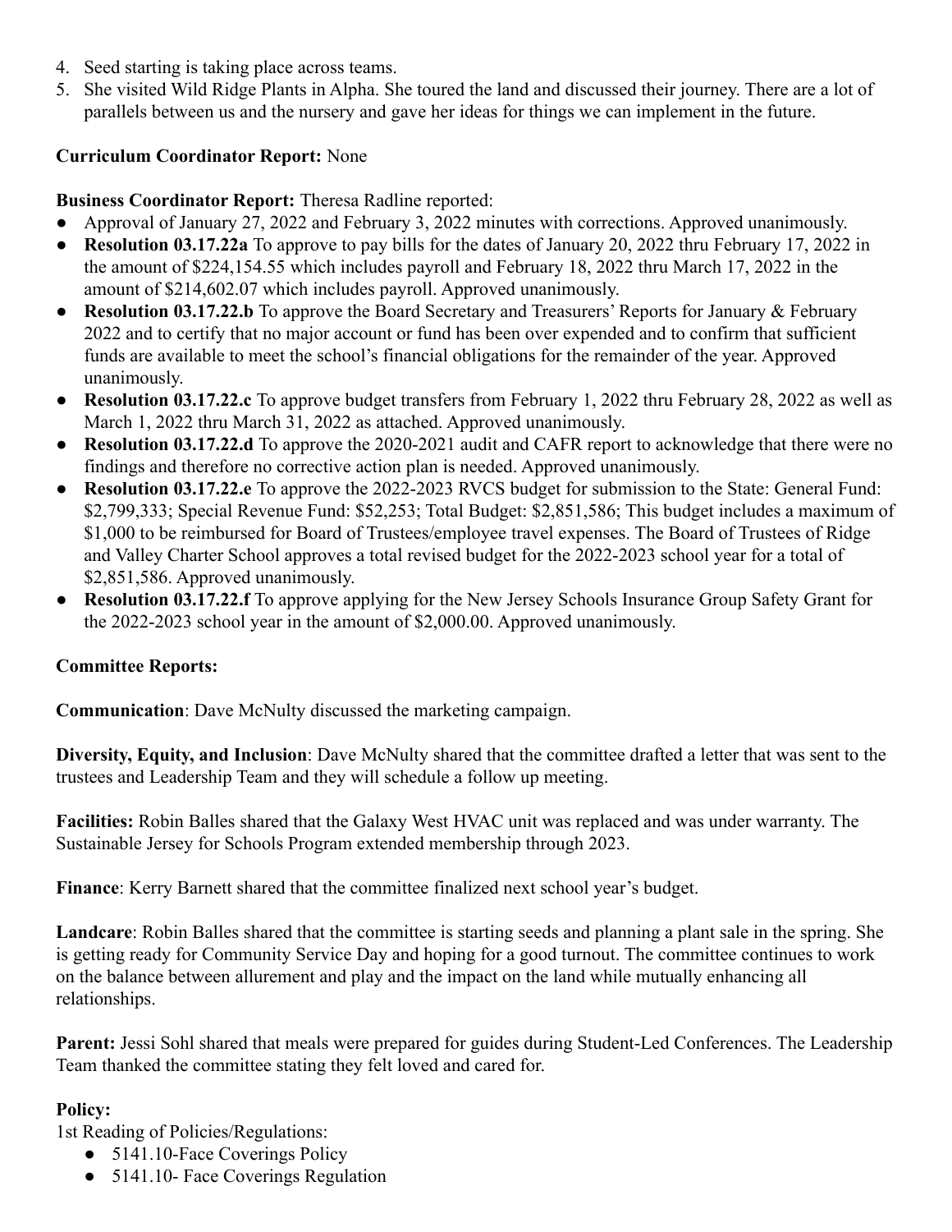4. Seed starting is taking place across teams.
5. She visited Wild Ridge Plants in Alpha. She toured the land and discussed their journey. There are a lot of parallels between us and the nursery and gave her ideas for things we can implement in the future.

**Curriculum Coordinator Report:** None

**Business Coordinator Report:** Theresa Radline reported:

- Approval of January 27, 2022 and February 3, 2022 minutes with corrections. Approved unanimously.
- **Resolution 03.17.22a** To approve to pay bills for the dates of January 20, 2022 thru February 17, 2022 in the amount of $224,154.55 which includes payroll and February 18, 2022 thru March 17, 2022 in the amount of $214,602.07 which includes payroll. Approved unanimously.
- **Resolution 03.17.22.b** To approve the Board Secretary and Treasurers' Reports for January & February 2022 and to certify that no major account or fund has been over expended and to confirm that sufficient funds are available to meet the school's financial obligations for the remainder of the year. Approved unanimously.
- **Resolution 03.17.22.c** To approve budget transfers from February 1, 2022 thru February 28, 2022 as well as March 1, 2022 thru March 31, 2022 as attached. Approved unanimously.
- **Resolution 03.17.22.d** To approve the 2020-2021 audit and CAFR report to acknowledge that there were no findings and therefore no corrective action plan is needed. Approved unanimously.
- **Resolution 03.17.22.e** To approve the 2022-2023 RVCS budget for submission to the State: General Fund: $2,799,333; Special Revenue Fund: $52,253; Total Budget: $2,851,586; This budget includes a maximum of $1,000 to be reimbursed for Board of Trustees/employee travel expenses. The Board of Trustees of Ridge and Valley Charter School approves a total revised budget for the 2022-2023 school year for a total of $2,851,586. Approved unanimously.
- **Resolution 03.17.22.f** To approve applying for the New Jersey Schools Insurance Group Safety Grant for the 2022-2023 school year in the amount of $2,000.00. Approved unanimously.

**Committee Reports:**

**Communication**: Dave McNulty discussed the marketing campaign.

**Diversity, Equity, and Inclusion**: Dave McNulty shared that the committee drafted a letter that was sent to the trustees and Leadership Team and they will schedule a follow up meeting.

**Facilities:** Robin Balles shared that the Galaxy West HVAC unit was replaced and was under warranty. The Sustainable Jersey for Schools Program extended membership through 2023.

**Finance**: Kerry Barnett shared that the committee finalized next school year's budget.

**Landcare**: Robin Balles shared that the committee is starting seeds and planning a plant sale in the spring. She is getting ready for Community Service Day and hoping for a good turnout. The committee continues to work on the balance between allurement and play and the impact on the land while mutually enhancing all relationships.

**Parent:** Jessi Sohl shared that meals were prepared for guides during Student-Led Conferences. The Leadership Team thanked the committee stating they felt loved and cared for.

**Policy:**

1st Reading of Policies/Regulations:

- 5141.10-Face Coverings Policy
- 5141.10- Face Coverings Regulation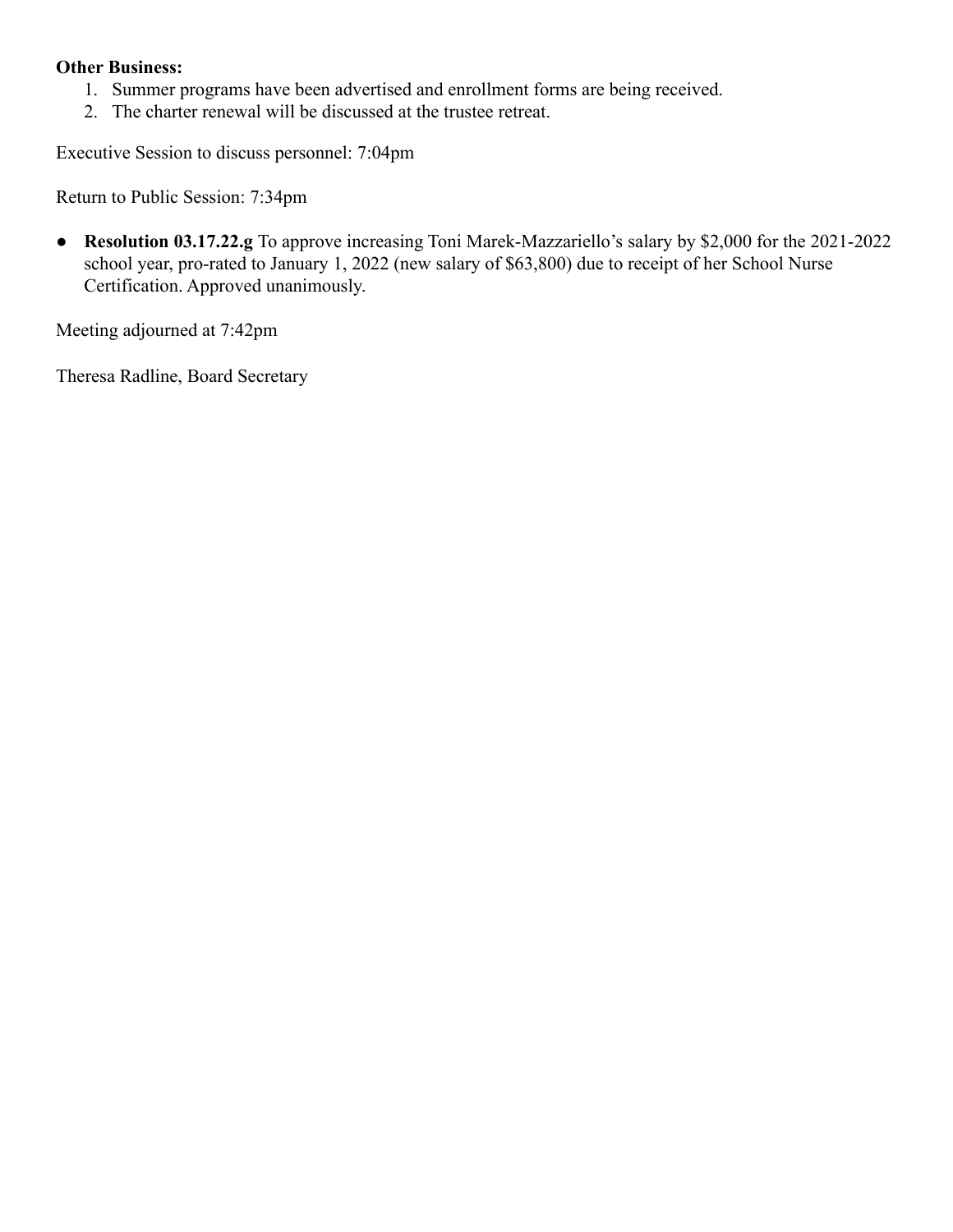**Other Business:**

1. Summer programs have been advertised and enrollment forms are being received.
2. The charter renewal will be discussed at the trustee retreat.

Executive Session to discuss personnel: 7:04pm

Return to Public Session: 7:34pm

- **Resolution 03.17.22.g** To approve increasing Toni Marek-Mazzariello's salary by $2,000 for the 2021-2022 school year, pro-rated to January 1, 2022 (new salary of $63,800) due to receipt of her School Nurse Certification. Approved unanimously.

Meeting adjourned at 7:42pm

Theresa Radline, Board Secretary